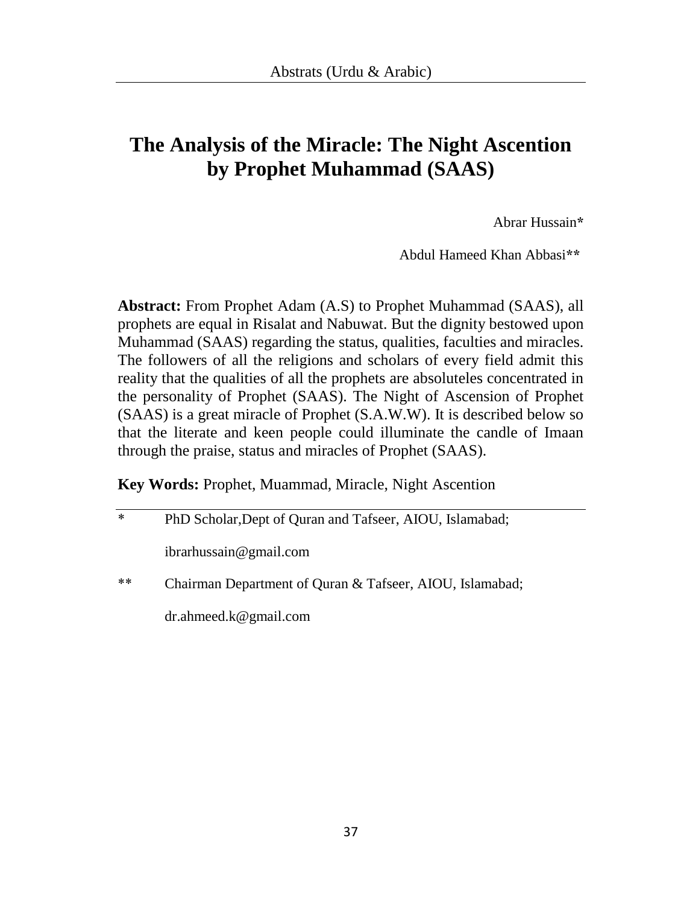# The Analysis of the Miracle: The Night Ascention by Prophet Muhammad (SAAS)

Abrar Hussain*

Abdul Hameed Khan Abbasi**

**Abstract:** From Prophet Adam (A.S) to Prophet Muhammad (SAAS), all prophets are equal in Risalat and Nabuwat. But the dignity bestowed upon Muhammad (SAAS) regarding the status, qualities, faculties and miracles. The followers of all the religions and scholars of every field admit this reality that the qualities of all the prophets are absoluteles concentrated in the personality of Prophet (SAAS). The Night of Ascension of Prophet (SAAS) is a great miracle of Prophet (S.A.W.W). It is described below so that the literate and keen people could illuminate the candle of Imaan through the praise, status and miracles of Prophet (SAAS).

**Key Words:** Prophet, Muammad, Miracle, Night Ascention

---

\* PhD Scholar,Dept of Quran and Tafseer, AIOU, Islamabad;

ibrarhussain@gmail.com

\** Chairman Department of Quran & Tafseer, AIOU, Islamabad;

dr.ahmeed.k@gmail.com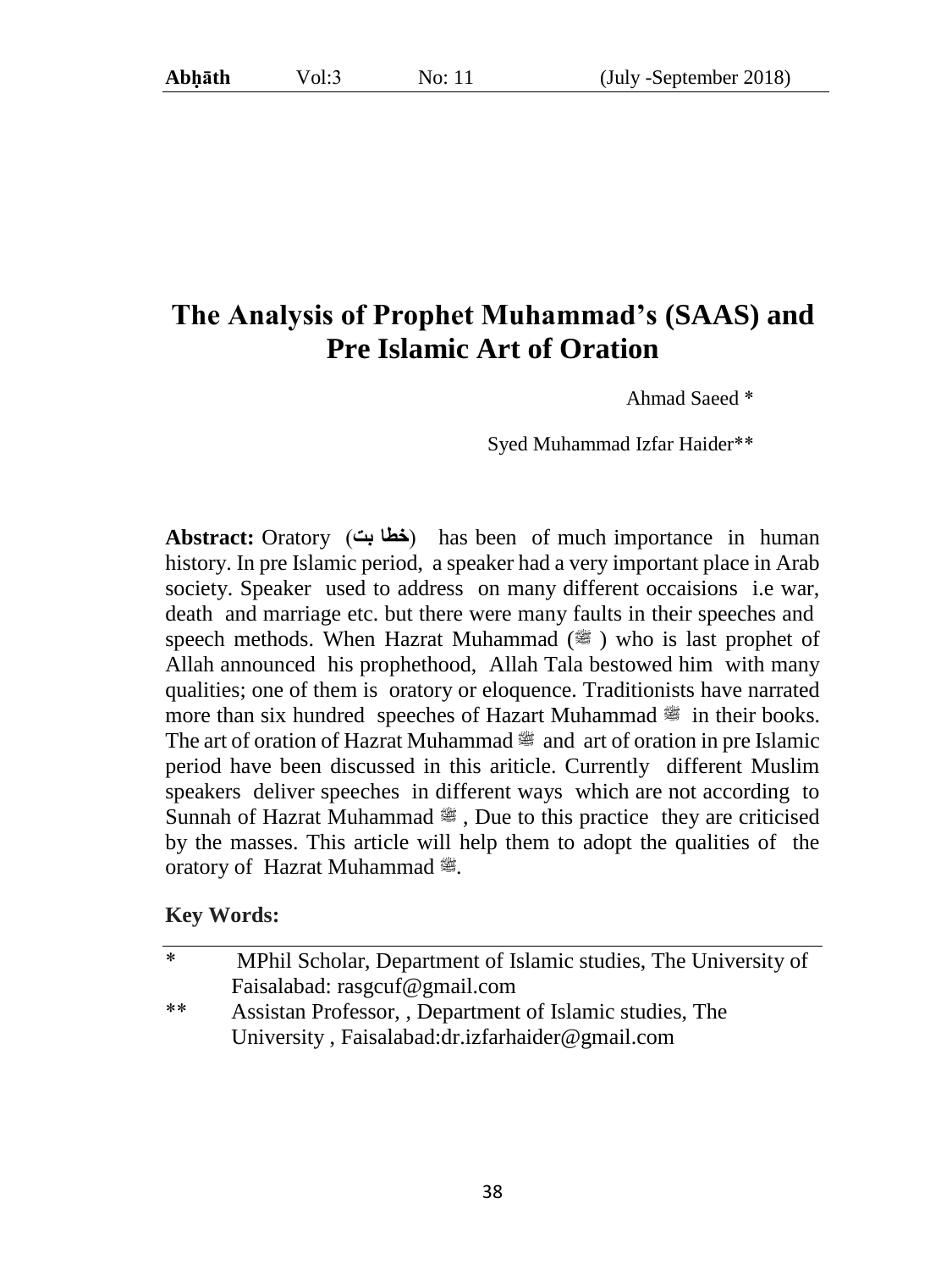# The Analysis of Prophet Muhammad's (SAAS) and Pre Islamic Art of Oration

Ahmad Saeed *

Syed Muhammad Izfar Haider**

**Abstract:** Oratory (خطا بت) has been of much importance in human history. In pre Islamic period, a speaker had a very important place in Arab society. Speaker used to address on many different occaisions i.e war, death and marriage etc. but there were many faults in their speeches and speech methods. When Hazrat Muhammad (ﷺ) who is last prophet of Allah announced his prophethood, Allah Tala bestowed him with many qualities; one of them is oratory or eloquence. Traditionists have narrated more than six hundred speeches of Hazart Muhammad ﷺ in their books. The art of oration of Hazrat Muhammad ﷺ and art of oration in pre Islamic period have been discussed in this ariticle. Currently different Muslim speakers deliver speeches in different ways which are not according to Sunnah of Hazrat Muhammad ﷺ, Due to this practice they are criticised by the masses. This article will help them to adopt the qualities of the oratory of Hazrat Muhammad ﷺ.

**Key Words:**

---

\* MPhil Scholar, Department of Islamic studies, The University of Faisalabad: rasgcuf@gmail.com

\*\* Assistan Professor, , Department of Islamic studies, The University , Faisalabad:dr.izfarhaider@gmail.com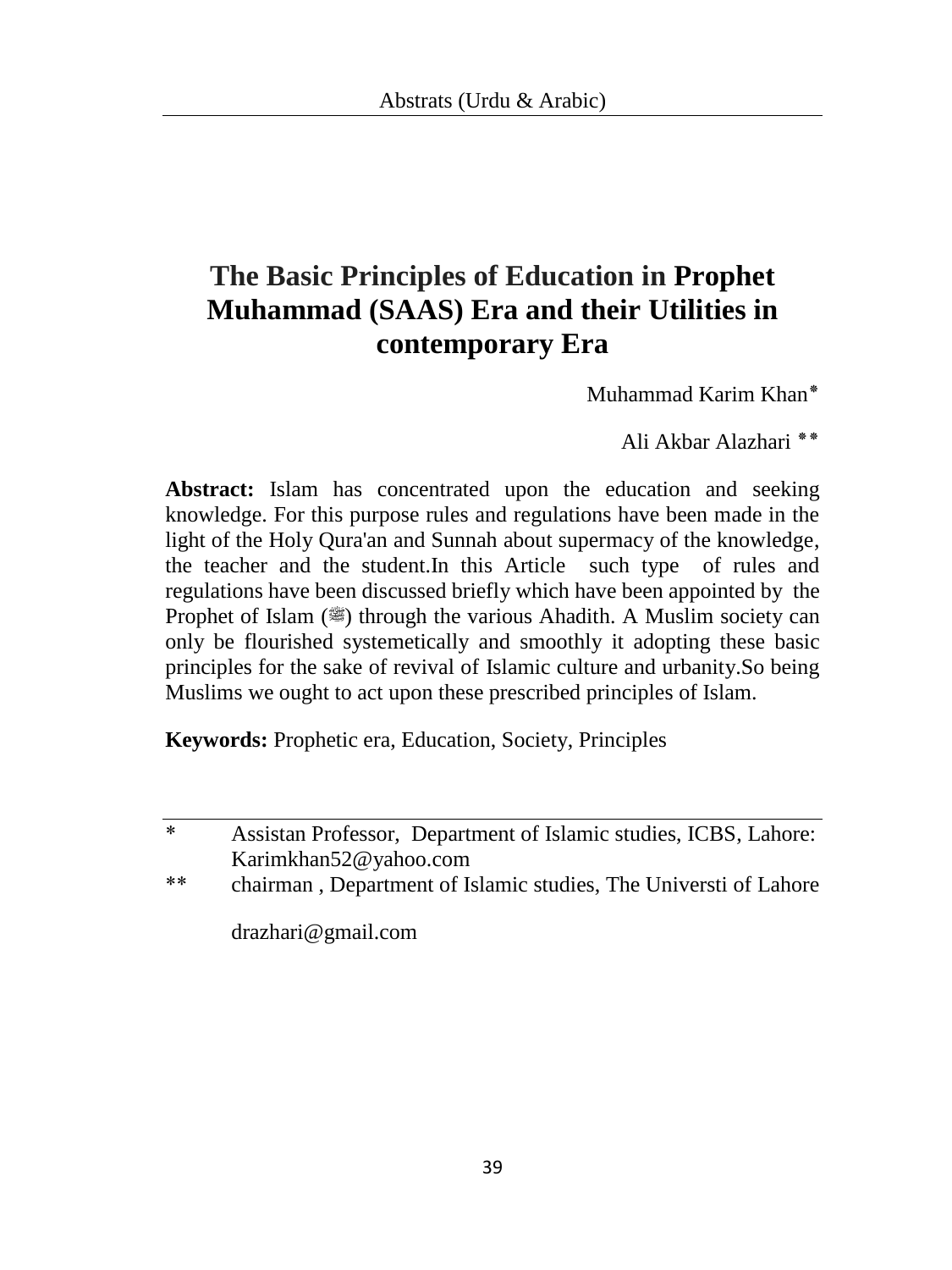# The Basic Principles of Education in Prophet Muhammad (SAAS) Era and their Utilities in contemporary Era

Muhammad Karim Khan*

Ali Akbar Alazhari **

**Abstract:** Islam has concentrated upon the education and seeking knowledge. For this purpose rules and regulations have been made in the light of the Holy Qura'an and Sunnah about supermacy of the knowledge, the teacher and the student.In this Article such type of rules and regulations have been discussed briefly which have been appointed by the Prophet of Islam (ﷺ) through the various Ahadith. A Muslim society can only be flourished systemetically and smoothly it adopting these basic principles for the sake of revival of Islamic culture and urbanity.So being Muslims we ought to act upon these prescribed principles of Islam.

**Keywords:** Prophetic era, Education, Society, Principles

---

\* Assistan Professor, Department of Islamic studies, ICBS, Lahore: Karimkhan52@yahoo.com

\*\* chairman , Department of Islamic studies, The Universti of Lahore

drazhari@gmail.com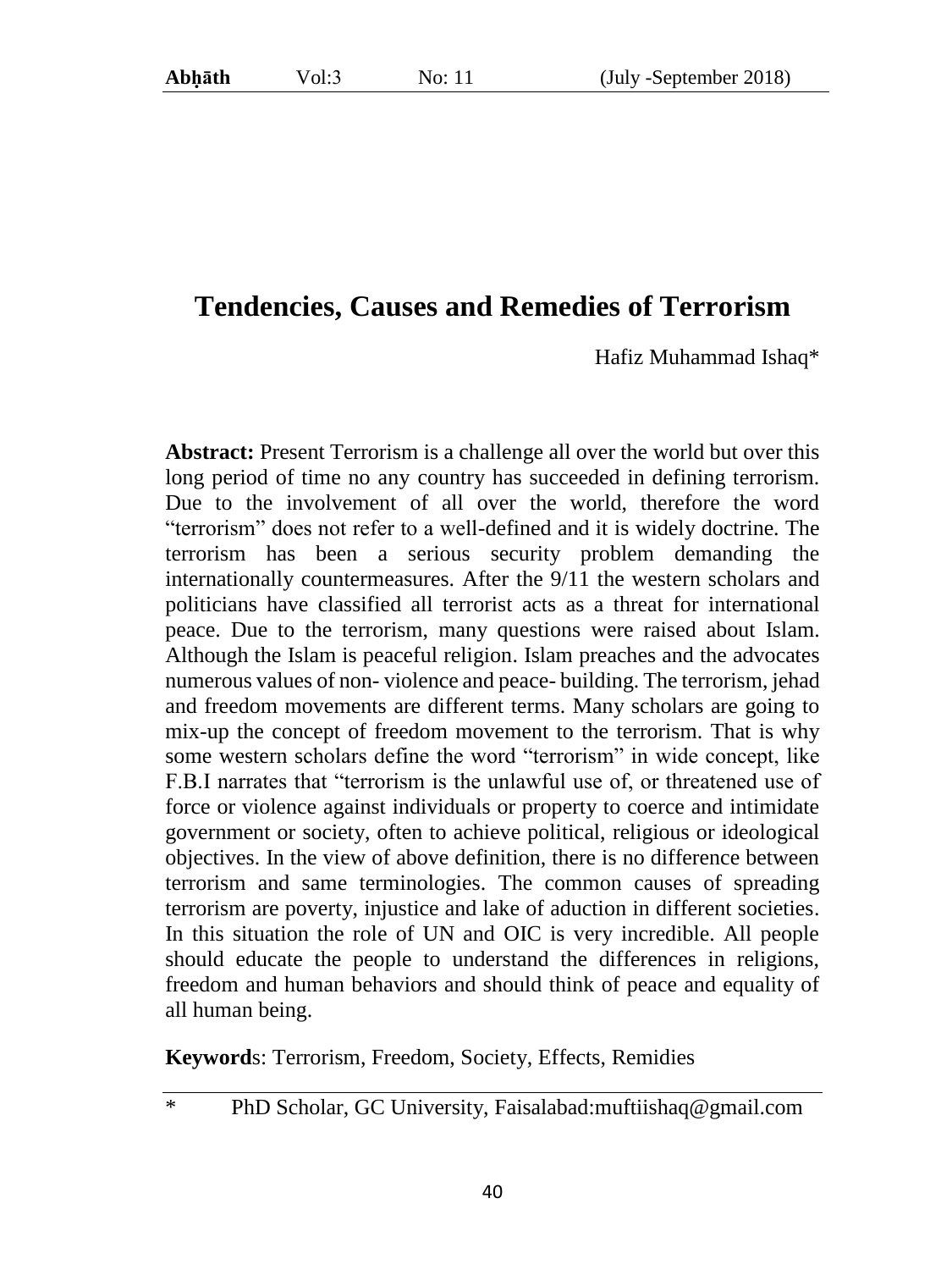# Tendencies, Causes and Remedies of Terrorism

Hafiz Muhammad Ishaq*

**Abstract:** Present Terrorism is a challenge all over the world but over this long period of time no any country has succeeded in defining terrorism. Due to the involvement of all over the world, therefore the word "terrorism" does not refer to a well-defined and it is widely doctrine. The terrorism has been a serious security problem demanding the internationally countermeasures. After the 9/11 the western scholars and politicians have classified all terrorist acts as a threat for international peace. Due to the terrorism, many questions were raised about Islam. Although the Islam is peaceful religion. Islam preaches and the advocates numerous values of non- violence and peace- building. The terrorism, jehad and freedom movements are different terms. Many scholars are going to mix-up the concept of freedom movement to the terrorism. That is why some western scholars define the word "terrorism" in wide concept, like F.B.I narrates that "terrorism is the unlawful use of, or threatened use of force or violence against individuals or property to coerce and intimidate government or society, often to achieve political, religious or ideological objectives. In the view of above definition, there is no difference between terrorism and same terminologies. The common causes of spreading terrorism are poverty, injustice and lake of aduction in different societies. In this situation the role of UN and OIC is very incredible. All people should educate the people to understand the differences in religions, freedom and human behaviors and should think of peace and equality of all human being.

**Keyword**s: Terrorism, Freedom, Society, Effects, Remidies

---

\* PhD Scholar, GC University, Faisalabad:muftiishaq@gmail.com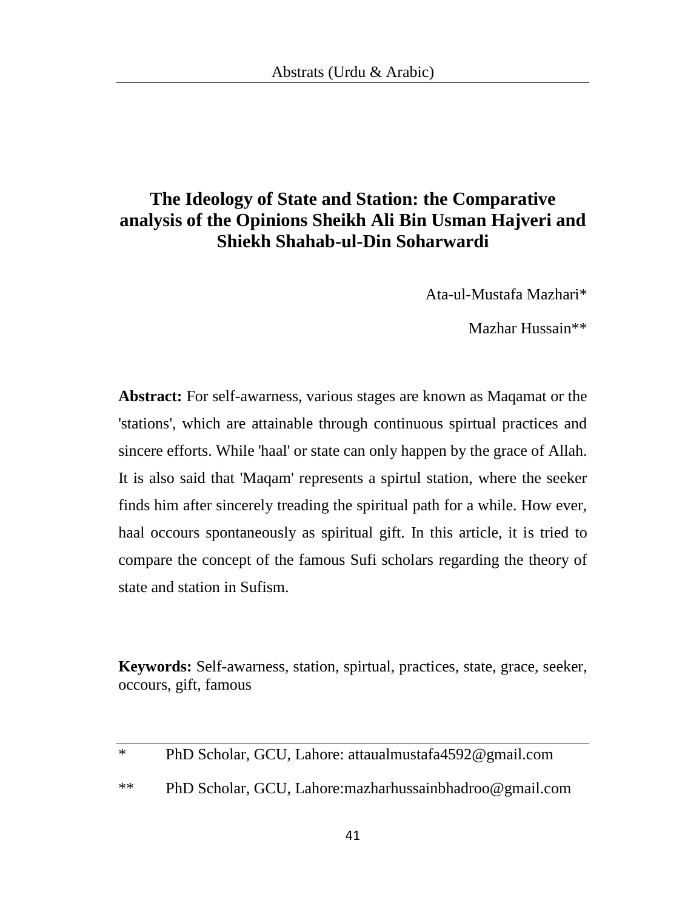# The Ideology of State and Station: the Comparative analysis of the Opinions Sheikh Ali Bin Usman Hajveri and Shiekh Shahab-ul-Din Soharwardi

Ata-ul-Mustafa Mazhari*

Mazhar Hussain**

**Abstract:** For self-awareness, various stages are known as Maqamat or the 'stations', which are attainable through continuous spirtual practices and sincere efforts. While 'haal' or state can only happen by the grace of Allah. It is also said that 'Maqam' represents a spirtul station, where the seeker finds him after sincerely treading the spiritual path for a while. How ever, haal occours spontaneously as spiritual gift. In this article, it is tried to compare the concept of the famous Sufi scholars regarding the theory of state and station in Sufism.

**Keywords:** Self-awarness, station, spirtual, practices, state, grace, seeker, occours, gift, famous

---

\* PhD Scholar, GCU, Lahore: attaualmustafa4592@gmail.com

\*\* PhD Scholar, GCU, Lahore:mazharhussainbhadroo@gmail.com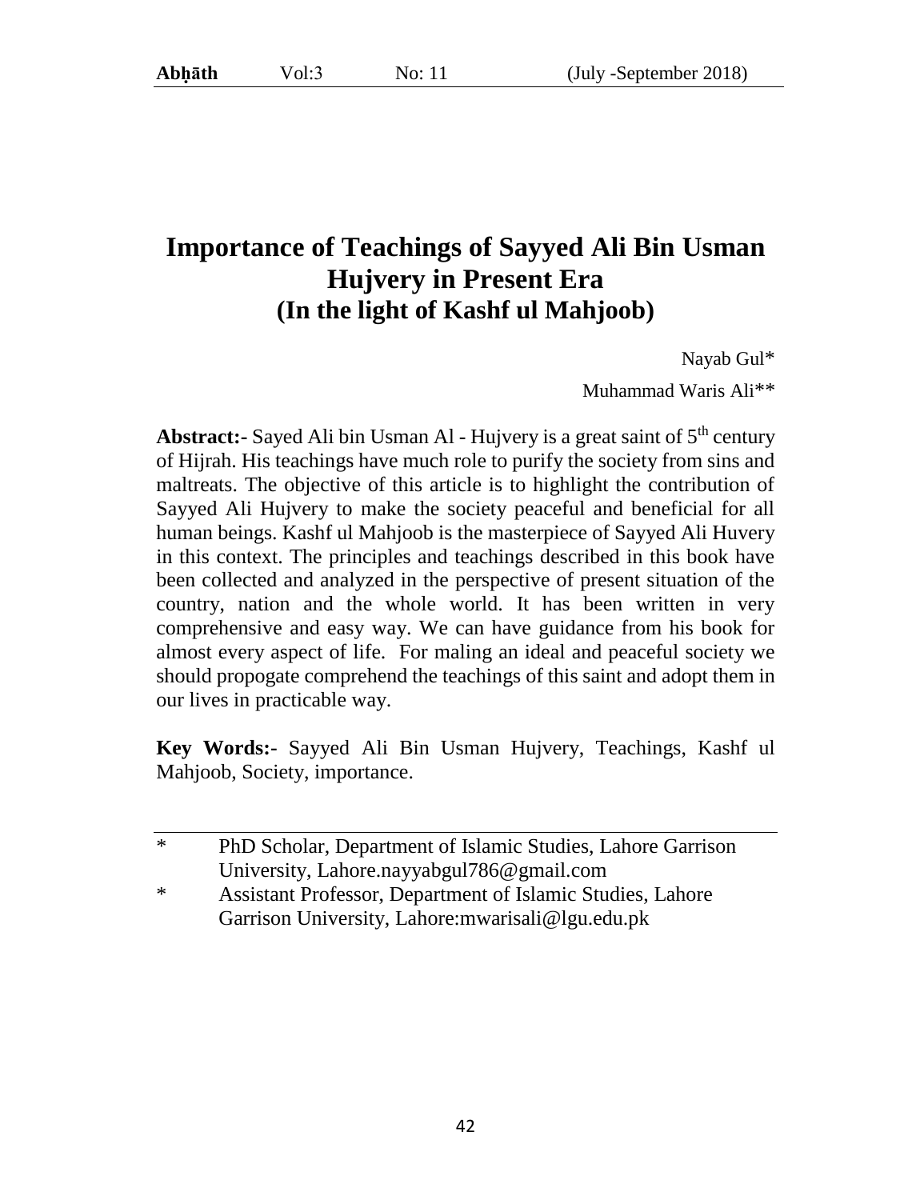# Importance of Teachings of Sayyed Ali Bin Usman Hujvery in Present Era (In the light of Kashf ul Mahjoob)

Nayab Gul*

Muhammad Waris Ali**

**Abstract:-** Sayed Ali bin Usman Al - Hujvery is a great saint of 5th century of Hijrah. His teachings have much role to purify the society from sins and maltreats. The objective of this article is to highlight the contribution of Sayyed Ali Hujvery to make the society peaceful and beneficial for all human beings. Kashf ul Mahjoob is the masterpiece of Sayyed Ali Huvery in this context. The principles and teachings described in this book have been collected and analyzed in the perspective of present situation of the country, nation and the whole world. It has been written in very comprehensive and easy way. We can have guidance from his book for almost every aspect of life. For maling an ideal and peaceful society we should propogate comprehend the teachings of this saint and adopt them in our lives in practicable way.

**Key Words:-** Sayyed Ali Bin Usman Hujvery, Teachings, Kashf ul Mahjoob, Society, importance.

---

\* PhD Scholar, Department of Islamic Studies, Lahore Garrison University, Lahore.nayyabgul786@gmail.com

\* Assistant Professor, Department of Islamic Studies, Lahore Garrison University, Lahore:mwarisali@lgu.edu.pk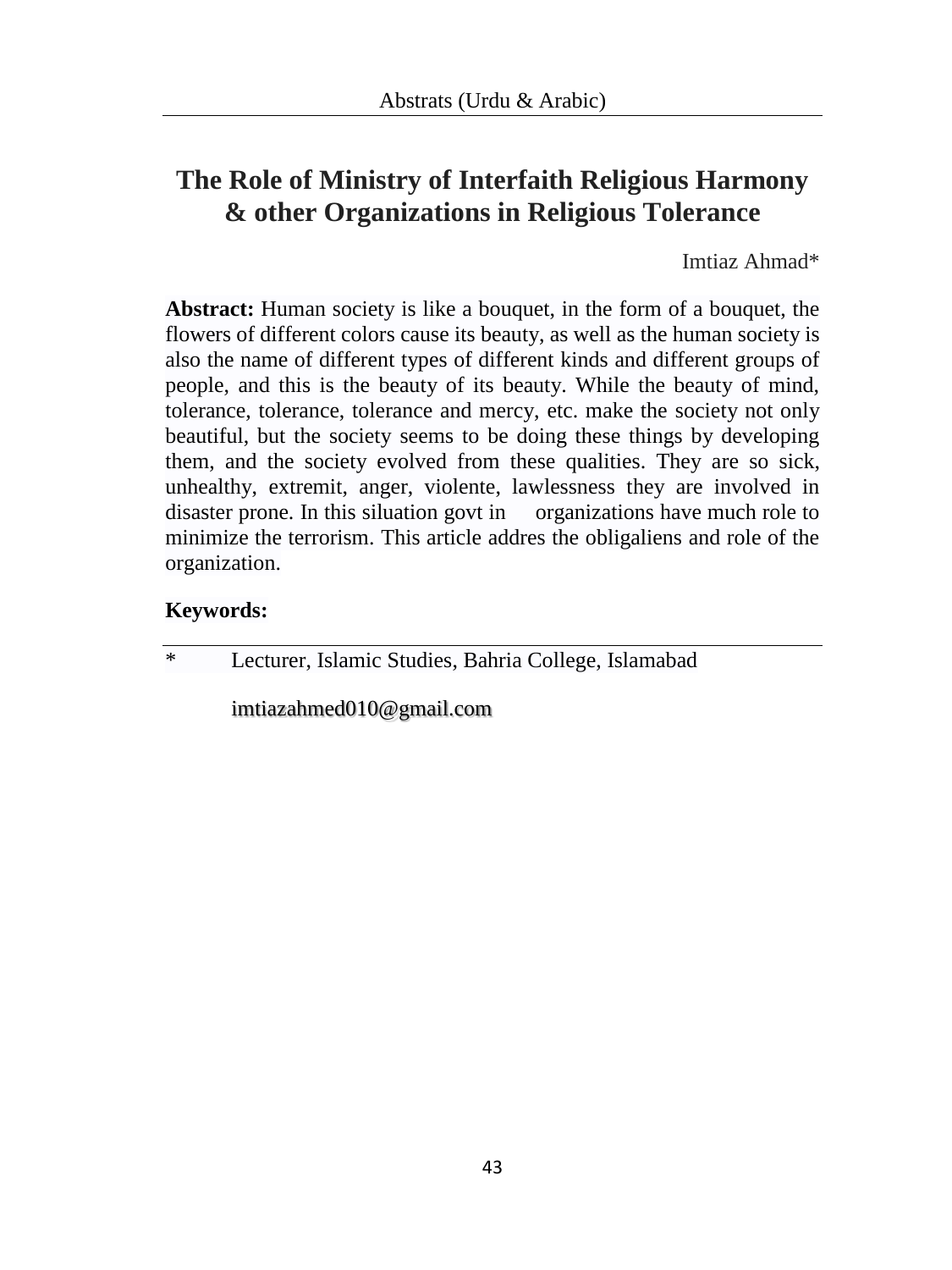# The Role of Ministry of Interfaith Religious Harmony & other Organizations in Religious Tolerance

Imtiaz Ahmad*

**Abstract:** Human society is like a bouquet, in the form of a bouquet, the flowers of different colors cause its beauty, as well as the human society is also the name of different types of different kinds and different groups of people, and this is the beauty of its beauty. While the beauty of mind, tolerance, tolerance, tolerance and mercy, etc. make the society not only beautiful, but the society seems to be doing these things by developing them, and the society evolved from these qualities. They are so sick, unhealthy, extremit, anger, violente, lawlessness they are involved in disaster prone. In this siluation govt in organizations have much role to minimize the terrorism. This article addres the obligaliens and role of the organization.

**Keywords:**

---

\* Lecturer, Islamic Studies, Bahria College, Islamabad

imtiazahmed010@gmail.com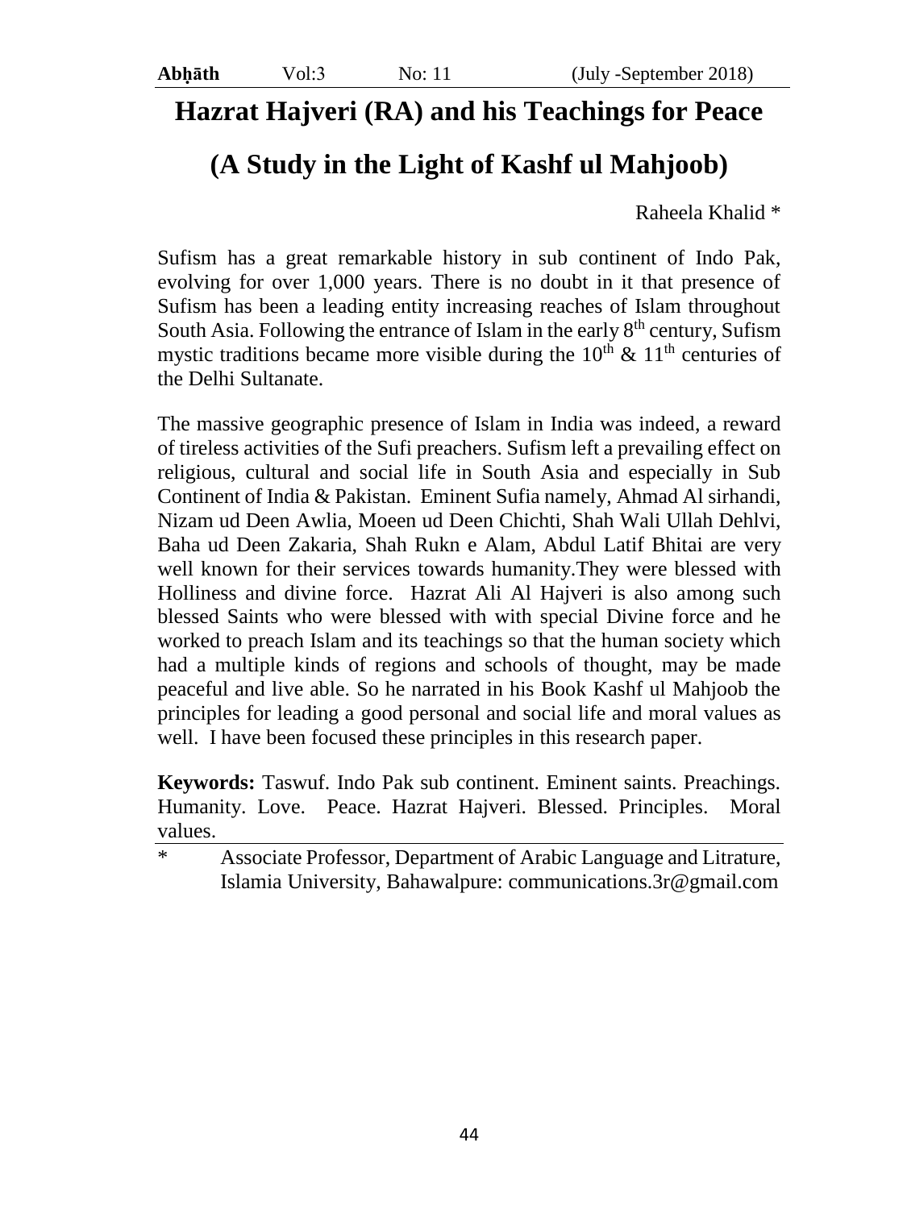# Hazrat Hajveri (RA) and his Teachings for Peace

# (A Study in the Light of Kashf ul Mahjoob)

Raheela Khalid *

Sufism has a great remarkable history in sub continent of Indo Pak, evolving for over 1,000 years. There is no doubt in it that presence of Sufism has been a leading entity increasing reaches of Islam throughout South Asia. Following the entrance of Islam in the early 8th century, Sufism mystic traditions became more visible during the 10th & 11th centuries of the Delhi Sultanate.

The massive geographic presence of Islam in India was indeed, a reward of tireless activities of the Sufi preachers. Sufism left a prevailing effect on religious, cultural and social life in South Asia and especially in Sub Continent of India & Pakistan. Eminent Sufia namely, Ahmad Al sirhandi, Nizam ud Deen Awlia, Moeen ud Deen Chichti, Shah Wali Ullah Dehlvi, Baha ud Deen Zakaria, Shah Rukn e Alam, Abdul Latif Bhitai are very well known for their services towards humanity.They were blessed with Holliness and divine force. Hazrat Ali Al Hajveri is also among such blessed Saints who were blessed with with special Divine force and he worked to preach Islam and its teachings so that the human society which had a multiple kinds of regions and schools of thought, may be made peaceful and live able. So he narrated in his Book Kashf ul Mahjoob the principles for leading a good personal and social life and moral values as well. I have been focused these principles in this research paper.

**Keywords:** Taswuf. Indo Pak sub continent. Eminent saints. Preachings. Humanity. Love. Peace. Hazrat Hajveri. Blessed. Principles. Moral values.

---

* Associate Professor, Department of Arabic Language and Litrature, Islamia University, Bahawalpure: communications.3r@gmail.com